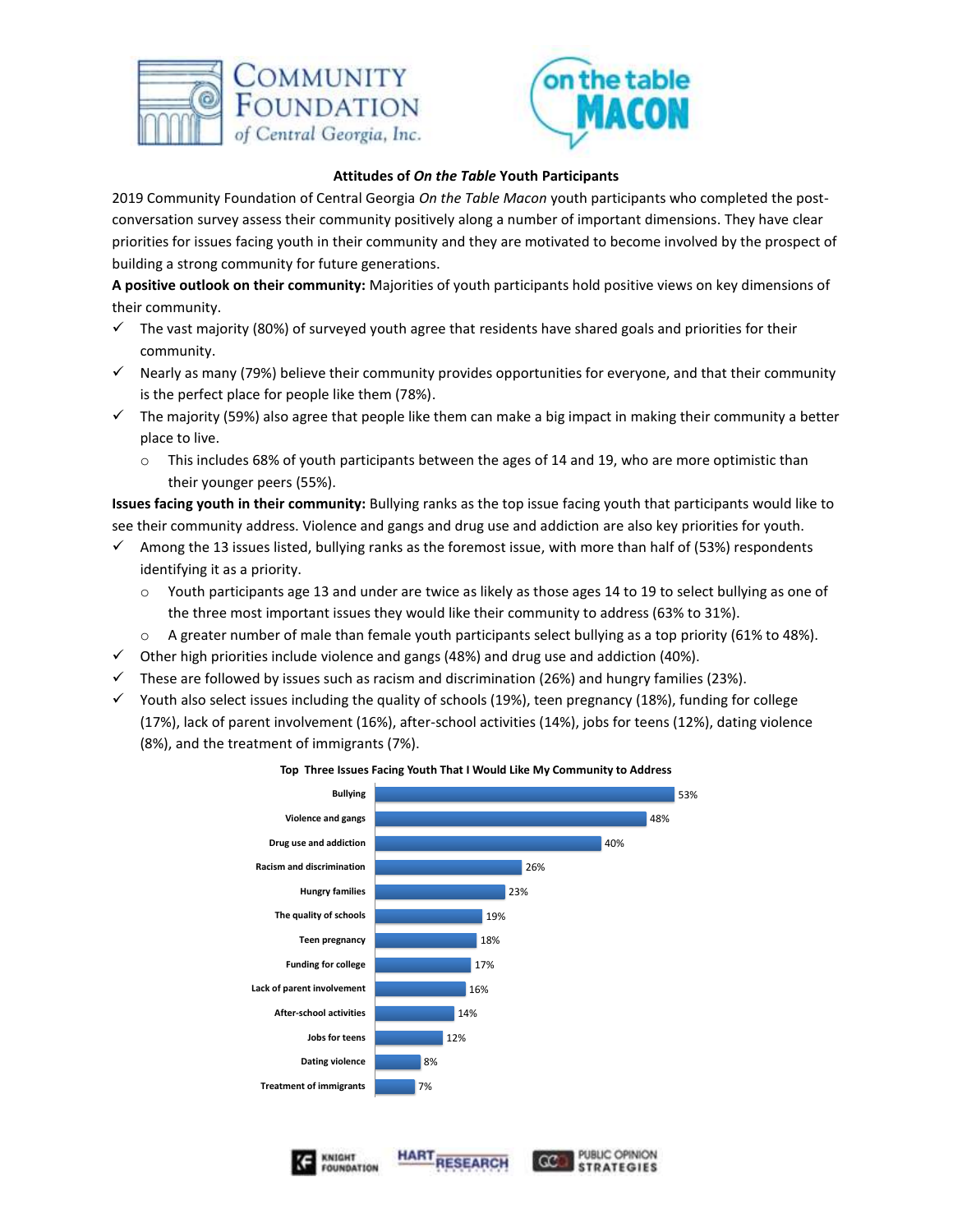# Attitudes of *On the Table* Youth Participants

2019 Community Foundation of Central Georgia *On the Table Macon* youth participants who completed the post-conversation survey assess their community positively along a number of important dimensions. They have clear priorities for issues facing youth in their community and they are motivated to become involved by the prospect of building a strong community for future generations.

**A positive outlook on their community:** Majorities of youth participants hold positive views on key dimensions of their community.

- ✓ The vast majority (80%) of surveyed youth agree that residents have shared goals and priorities for their community.
- ✓ Nearly as many (79%) believe their community provides opportunities for everyone, and that their community is the perfect place for people like them (78%).
- ✓ The majority (59%) also agree that people like them can make a big impact in making their community a better place to live.
  - This includes 68% of youth participants between the ages of 14 and 19, who are more optimistic than their younger peers (55%).

**Issues facing youth in their community:** Bullying ranks as the top issue facing youth that participants would like to see their community address. Violence and gangs and drug use and addiction are also key priorities for youth.

- ✓ Among the 13 issues listed, bullying ranks as the foremost issue, with more than half of (53%) respondents identifying it as a priority.
  - Youth participants age 13 and under are twice as likely as those ages 14 to 19 to select bullying as one of the three most important issues they would like their community to address (63% to 31%).
  - A greater number of male than female youth participants select bullying as a top priority (61% to 48%).
- ✓ Other high priorities include violence and gangs (48%) and drug use and addiction (40%).
- ✓ These are followed by issues such as racism and discrimination (26%) and hungry families (23%).
- ✓ Youth also select issues including the quality of schools (19%), teen pregnancy (18%), funding for college (17%), lack of parent involvement (16%), after-school activities (14%), jobs for teens (12%), dating violence (8%), and the treatment of immigrants (7%).

**Top Three Issues Facing Youth That I Would Like My Community to Address**

| Issue | % |
|---|---|
| Bullying | 53% |
| Violence and gangs | 48% |
| Drug use and addiction | 40% |
| Racism and discrimination | 26% |
| Hungry families | 23% |
| The quality of schools | 19% |
| Teen pregnancy | 18% |
| Funding for college | 17% |
| Lack of parent involvement | 16% |
| After-school activities | 14% |
| Jobs for teens | 12% |
| Dating violence | 8% |
| Treatment of immigrants | 7% |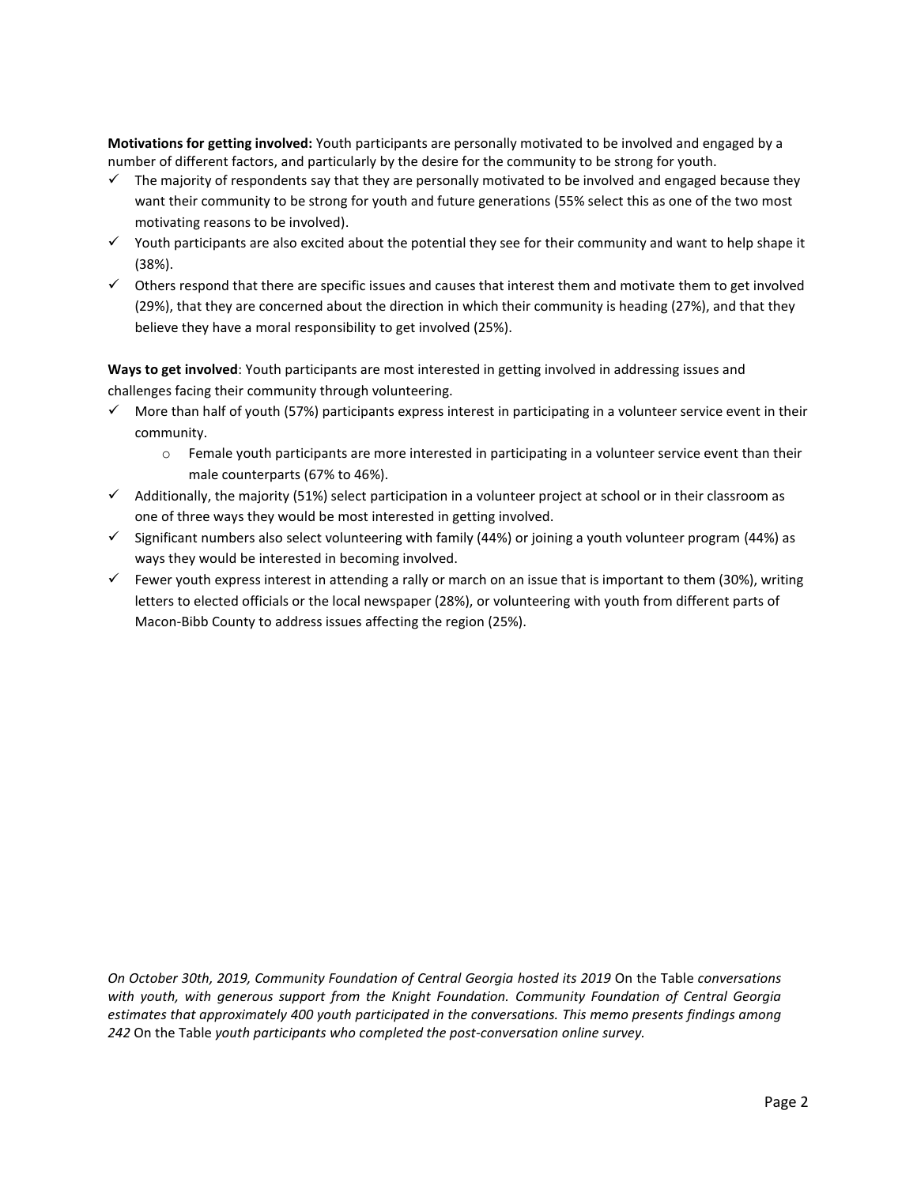**Motivations for getting involved:** Youth participants are personally motivated to be involved and engaged by a number of different factors, and particularly by the desire for the community to be strong for youth.

- ✓ The majority of respondents say that they are personally motivated to be involved and engaged because they want their community to be strong for youth and future generations (55% select this as one of the two most motivating reasons to be involved).
- ✓ Youth participants are also excited about the potential they see for their community and want to help shape it (38%).
- ✓ Others respond that there are specific issues and causes that interest them and motivate them to get involved (29%), that they are concerned about the direction in which their community is heading (27%), and that they believe they have a moral responsibility to get involved (25%).

**Ways to get involved**: Youth participants are most interested in getting involved in addressing issues and challenges facing their community through volunteering.

- ✓ More than half of youth (57%) participants express interest in participating in a volunteer service event in their community.
  - Female youth participants are more interested in participating in a volunteer service event than their male counterparts (67% to 46%).
- ✓ Additionally, the majority (51%) select participation in a volunteer project at school or in their classroom as one of three ways they would be most interested in getting involved.
- ✓ Significant numbers also select volunteering with family (44%) or joining a youth volunteer program (44%) as ways they would be interested in becoming involved.
- ✓ Fewer youth express interest in attending a rally or march on an issue that is important to them (30%), writing letters to elected officials or the local newspaper (28%), or volunteering with youth from different parts of Macon-Bibb County to address issues affecting the region (25%).

*On October 30th, 2019, Community Foundation of Central Georgia hosted its 2019* On the Table *conversations with youth, with generous support from the Knight Foundation. Community Foundation of Central Georgia estimates that approximately 400 youth participated in the conversations. This memo presents findings among 242* On the Table *youth participants who completed the post-conversation online survey.*